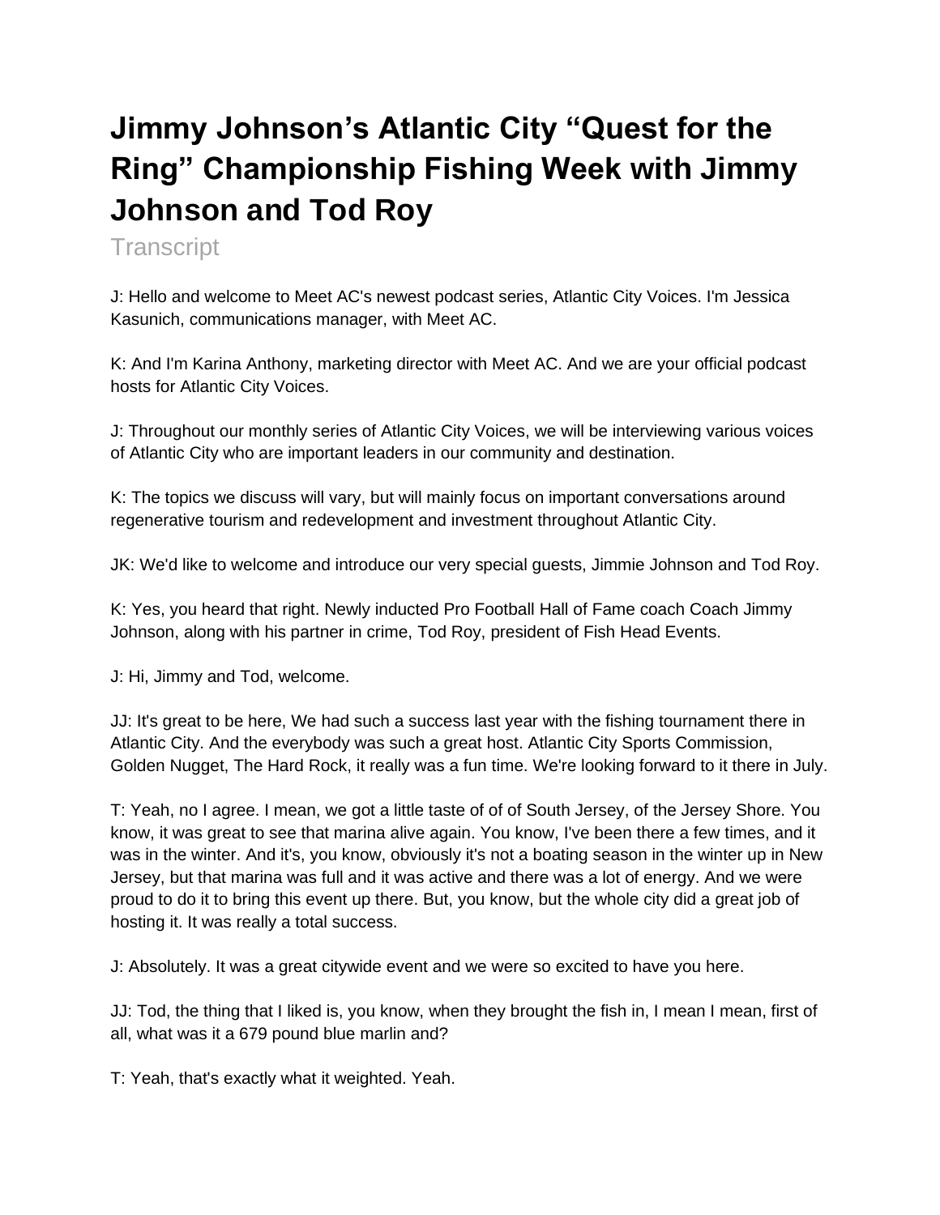# Jimmy Johnson's Atlantic City "Quest for the Ring" Championship Fishing Week with Jimmy Johnson and Tod Roy

Transcript

J: Hello and welcome to Meet AC's newest podcast series, Atlantic City Voices. I'm Jessica Kasunich, communications manager, with Meet AC.

K: And I'm Karina Anthony, marketing director with Meet AC. And we are your official podcast hosts for Atlantic City Voices.

J: Throughout our monthly series of Atlantic City Voices, we will be interviewing various voices of Atlantic City who are important leaders in our community and destination.

K: The topics we discuss will vary, but will mainly focus on important conversations around regenerative tourism and redevelopment and investment throughout Atlantic City.

JK: We'd like to welcome and introduce our very special guests, Jimmie Johnson and Tod Roy.

K: Yes, you heard that right. Newly inducted Pro Football Hall of Fame coach Coach Jimmy Johnson, along with his partner in crime, Tod Roy, president of Fish Head Events.

J: Hi, Jimmy and Tod, welcome.

JJ: It's great to be here, We had such a success last year with the fishing tournament there in Atlantic City. And the everybody was such a great host. Atlantic City Sports Commission, Golden Nugget, The Hard Rock, it really was a fun time. We're looking forward to it there in July.

T: Yeah, no I agree. I mean, we got a little taste of of of South Jersey, of the Jersey Shore. You know, it was great to see that marina alive again. You know, I've been there a few times, and it was in the winter. And it's, you know, obviously it's not a boating season in the winter up in New Jersey, but that marina was full and it was active and there was a lot of energy. And we were proud to do it to bring this event up there. But, you know, but the whole city did a great job of hosting it. It was really a total success.

J: Absolutely. It was a great citywide event and we were so excited to have you here.

JJ: Tod, the thing that I liked is, you know, when they brought the fish in, I mean I mean, first of all, what was it a 679 pound blue marlin and?

T: Yeah, that's exactly what it weighted. Yeah.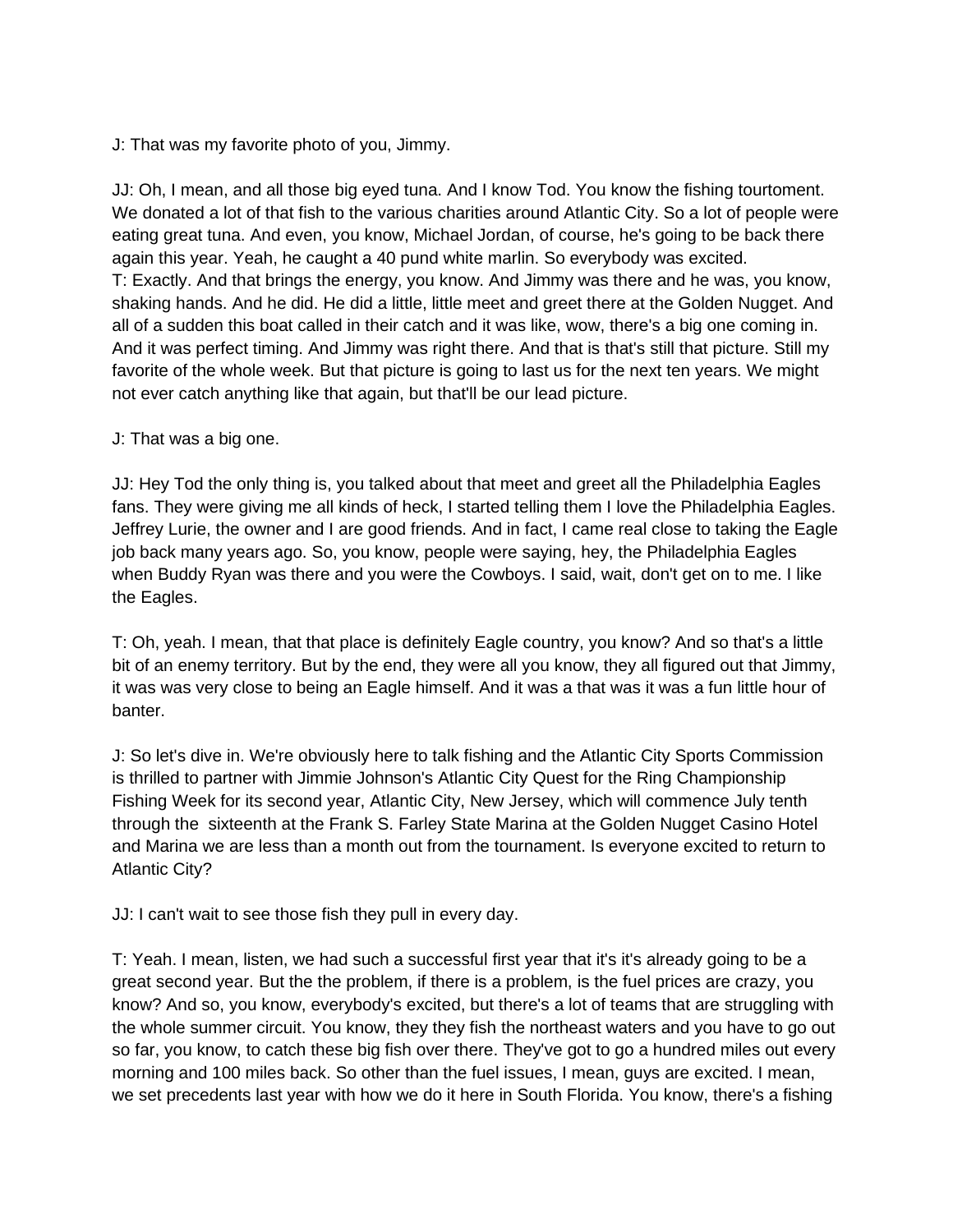J: That was my favorite photo of you, Jimmy.

JJ: Oh, I mean, and all those big eyed tuna. And I know Tod. You know the fishing tourtoment. We donated a lot of that fish to the various charities around Atlantic City. So a lot of people were eating great tuna. And even, you know, Michael Jordan, of course, he's going to be back there again this year. Yeah, he caught a 40 pund white marlin. So everybody was excited.
T: Exactly. And that brings the energy, you know. And Jimmy was there and he was, you know, shaking hands. And he did. He did a little, little meet and greet there at the Golden Nugget. And all of a sudden this boat called in their catch and it was like, wow, there's a big one coming in. And it was perfect timing. And Jimmy was right there. And that is that's still that picture. Still my favorite of the whole week. But that picture is going to last us for the next ten years. We might not ever catch anything like that again, but that'll be our lead picture.

J: That was a big one.

JJ: Hey Tod the only thing is, you talked about that meet and greet all the Philadelphia Eagles fans. They were giving me all kinds of heck, I started telling them I love the Philadelphia Eagles. Jeffrey Lurie, the owner and I are good friends. And in fact, I came real close to taking the Eagle job back many years ago. So, you know, people were saying, hey, the Philadelphia Eagles when Buddy Ryan was there and you were the Cowboys. I said, wait, don't get on to me. I like the Eagles.

T: Oh, yeah. I mean, that that place is definitely Eagle country, you know? And so that's a little bit of an enemy territory. But by the end, they were all you know, they all figured out that Jimmy, it was was very close to being an Eagle himself. And it was a that was it was a fun little hour of banter.

J: So let's dive in. We're obviously here to talk fishing and the Atlantic City Sports Commission is thrilled to partner with Jimmie Johnson's Atlantic City Quest for the Ring Championship Fishing Week for its second year, Atlantic City, New Jersey, which will commence July tenth through the sixteenth at the Frank S. Farley State Marina at the Golden Nugget Casino Hotel and Marina we are less than a month out from the tournament. Is everyone excited to return to Atlantic City?

JJ: I can't wait to see those fish they pull in every day.

T: Yeah. I mean, listen, we had such a successful first year that it's it's already going to be a great second year. But the the problem, if there is a problem, is the fuel prices are crazy, you know? And so, you know, everybody's excited, but there's a lot of teams that are struggling with the whole summer circuit. You know, they they fish the northeast waters and you have to go out so far, you know, to catch these big fish over there. They've got to go a hundred miles out every morning and 100 miles back. So other than the fuel issues, I mean, guys are excited. I mean, we set precedents last year with how we do it here in South Florida. You know, there's a fishing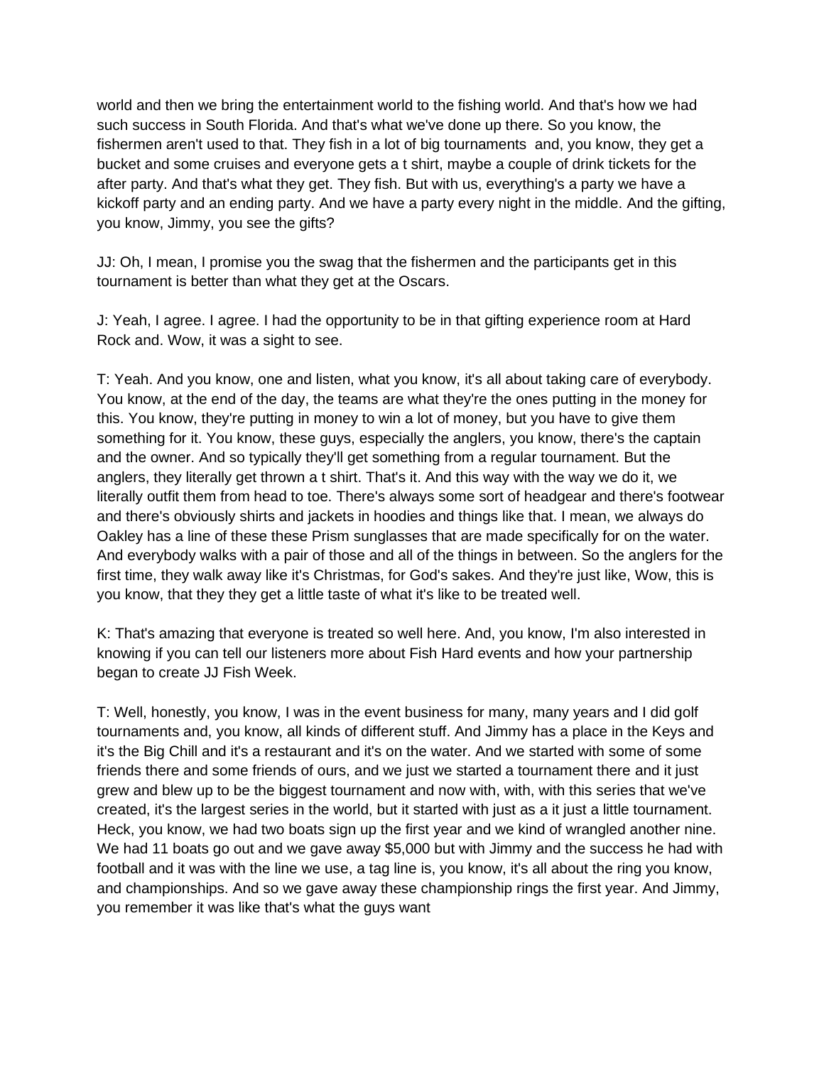world and then we bring the entertainment world to the fishing world. And that's how we had such success in South Florida. And that's what we've done up there. So you know, the fishermen aren't used to that. They fish in a lot of big tournaments and, you know, they get a bucket and some cruises and everyone gets a t shirt, maybe a couple of drink tickets for the after party. And that's what they get. They fish. But with us, everything's a party we have a kickoff party and an ending party. And we have a party every night in the middle. And the gifting, you know, Jimmy, you see the gifts?

JJ: Oh, I mean, I promise you the swag that the fishermen and the participants get in this tournament is better than what they get at the Oscars.

J: Yeah, I agree. I agree. I had the opportunity to be in that gifting experience room at Hard Rock and. Wow, it was a sight to see.

T: Yeah. And you know, one and listen, what you know, it's all about taking care of everybody. You know, at the end of the day, the teams are what they're the ones putting in the money for this. You know, they're putting in money to win a lot of money, but you have to give them something for it. You know, these guys, especially the anglers, you know, there's the captain and the owner. And so typically they'll get something from a regular tournament. But the anglers, they literally get thrown a t shirt. That's it. And this way with the way we do it, we literally outfit them from head to toe. There's always some sort of headgear and there's footwear and there's obviously shirts and jackets in hoodies and things like that. I mean, we always do Oakley has a line of these these Prism sunglasses that are made specifically for on the water. And everybody walks with a pair of those and all of the things in between. So the anglers for the first time, they walk away like it's Christmas, for God's sakes. And they're just like, Wow, this is you know, that they they get a little taste of what it's like to be treated well.

K: That's amazing that everyone is treated so well here. And, you know, I'm also interested in knowing if you can tell our listeners more about Fish Hard events and how your partnership began to create JJ Fish Week.

T: Well, honestly, you know, I was in the event business for many, many years and I did golf tournaments and, you know, all kinds of different stuff. And Jimmy has a place in the Keys and it's the Big Chill and it's a restaurant and it's on the water. And we started with some of some friends there and some friends of ours, and we just we started a tournament there and it just grew and blew up to be the biggest tournament and now with, with, with this series that we've created, it's the largest series in the world, but it started with just as a it just a little tournament. Heck, you know, we had two boats sign up the first year and we kind of wrangled another nine. We had 11 boats go out and we gave away $5,000 but with Jimmy and the success he had with football and it was with the line we use, a tag line is, you know, it's all about the ring you know, and championships. And so we gave away these championship rings the first year. And Jimmy, you remember it was like that's what the guys want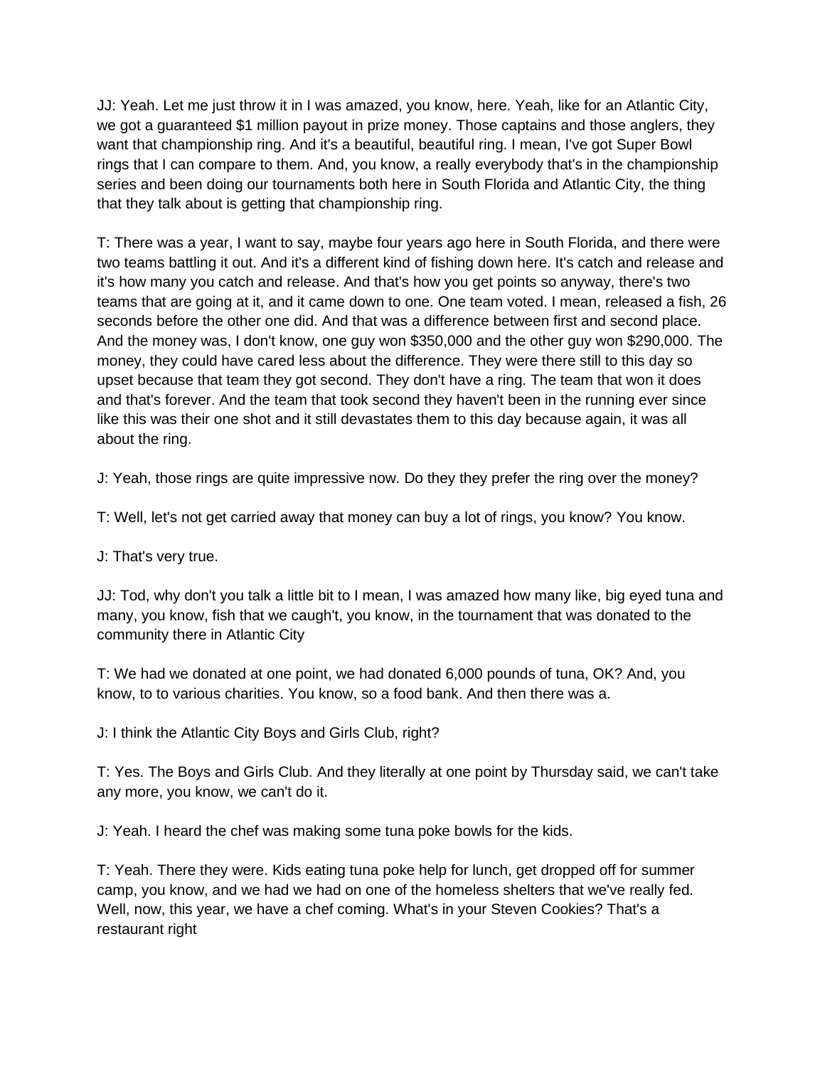JJ: Yeah. Let me just throw it in I was amazed, you know, here. Yeah, like for an Atlantic City, we got a guaranteed $1 million payout in prize money. Those captains and those anglers, they want that championship ring. And it's a beautiful, beautiful ring. I mean, I've got Super Bowl rings that I can compare to them. And, you know, a really everybody that's in the championship series and been doing our tournaments both here in South Florida and Atlantic City, the thing that they talk about is getting that championship ring.

T: There was a year, I want to say, maybe four years ago here in South Florida, and there were two teams battling it out. And it's a different kind of fishing down here. It's catch and release and it's how many you catch and release. And that's how you get points so anyway, there's two teams that are going at it, and it came down to one. One team voted. I mean, released a fish, 26 seconds before the other one did. And that was a difference between first and second place. And the money was, I don't know, one guy won $350,000 and the other guy won $290,000. The money, they could have cared less about the difference. They were there still to this day so upset because that team they got second. They don't have a ring. The team that won it does and that's forever. And the team that took second they haven't been in the running ever since like this was their one shot and it still devastates them to this day because again, it was all about the ring.

J: Yeah, those rings are quite impressive now. Do they they prefer the ring over the money?

T: Well, let's not get carried away that money can buy a lot of rings, you know? You know.

J: That's very true.

JJ: Tod, why don't you talk a little bit to I mean, I was amazed how many like, big eyed tuna and many, you know, fish that we caugh't, you know, in the tournament that was donated to the community there in Atlantic City

T: We had we donated at one point, we had donated 6,000 pounds of tuna, OK? And, you know, to to various charities. You know, so a food bank. And then there was a.

J: I think the Atlantic City Boys and Girls Club, right?

T: Yes. The Boys and Girls Club. And they literally at one point by Thursday said, we can't take any more, you know, we can't do it.

J: Yeah. I heard the chef was making some tuna poke bowls for the kids.

T: Yeah. There they were. Kids eating tuna poke help for lunch, get dropped off for summer camp, you know, and we had we had on one of the homeless shelters that we've really fed. Well, now, this year, we have a chef coming. What's in your Steven Cookies? That's a restaurant right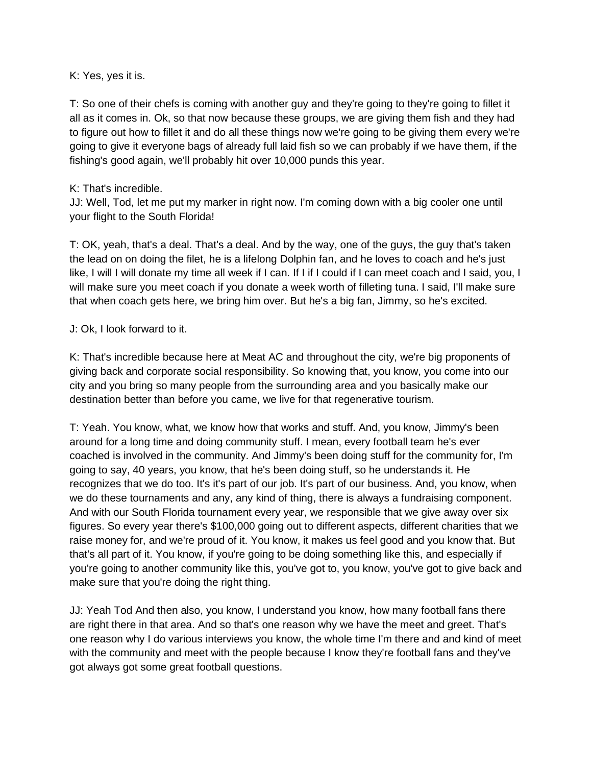K: Yes, yes it is.

T: So one of their chefs is coming with another guy and they're going to they're going to fillet it all as it comes in. Ok, so that now because these groups, we are giving them fish and they had to figure out how to fillet it and do all these things now we're going to be giving them every we're going to give it everyone bags of already full laid fish so we can probably if we have them, if the fishing's good again, we'll probably hit over 10,000 punds this year.

K: That's incredible.
JJ: Well, Tod, let me put my marker in right now. I'm coming down with a big cooler one until your flight to the South Florida!

T: OK, yeah, that's a deal. That's a deal. And by the way, one of the guys, the guy that's taken the lead on on doing the filet, he is a lifelong Dolphin fan, and he loves to coach and he's just like, I will I will donate my time all week if I can. If I if I could if I can meet coach and I said, you, I will make sure you meet coach if you donate a week worth of filleting tuna. I said, I'll make sure that when coach gets here, we bring him over. But he's a big fan, Jimmy, so he's excited.

J: Ok, I look forward to it.

K: That's incredible because here at Meat AC and throughout the city, we're big proponents of giving back and corporate social responsibility. So knowing that, you know, you come into our city and you bring so many people from the surrounding area and you basically make our destination better than before you came, we live for that regenerative tourism.

T: Yeah. You know, what, we know how that works and stuff. And, you know, Jimmy's been around for a long time and doing community stuff. I mean, every football team he's ever coached is involved in the community. And Jimmy's been doing stuff for the community for, I'm going to say, 40 years, you know, that he's been doing stuff, so he understands it. He recognizes that we do too. It's it's part of our job. It's part of our business. And, you know, when we do these tournaments and any, any kind of thing, there is always a fundraising component. And with our South Florida tournament every year, we responsible that we give away over six figures. So every year there's $100,000 going out to different aspects, different charities that we raise money for, and we're proud of it. You know, it makes us feel good and you know that. But that's all part of it. You know, if you're going to be doing something like this, and especially if you're going to another community like this, you've got to, you know, you've got to give back and make sure that you're doing the right thing.

JJ: Yeah Tod And then also, you know, I understand you know, how many football fans there are right there in that area. And so that's one reason why we have the meet and greet. That's one reason why I do various interviews you know, the whole time I'm there and and kind of meet with the community and meet with the people because I know they're football fans and they've got always got some great football questions.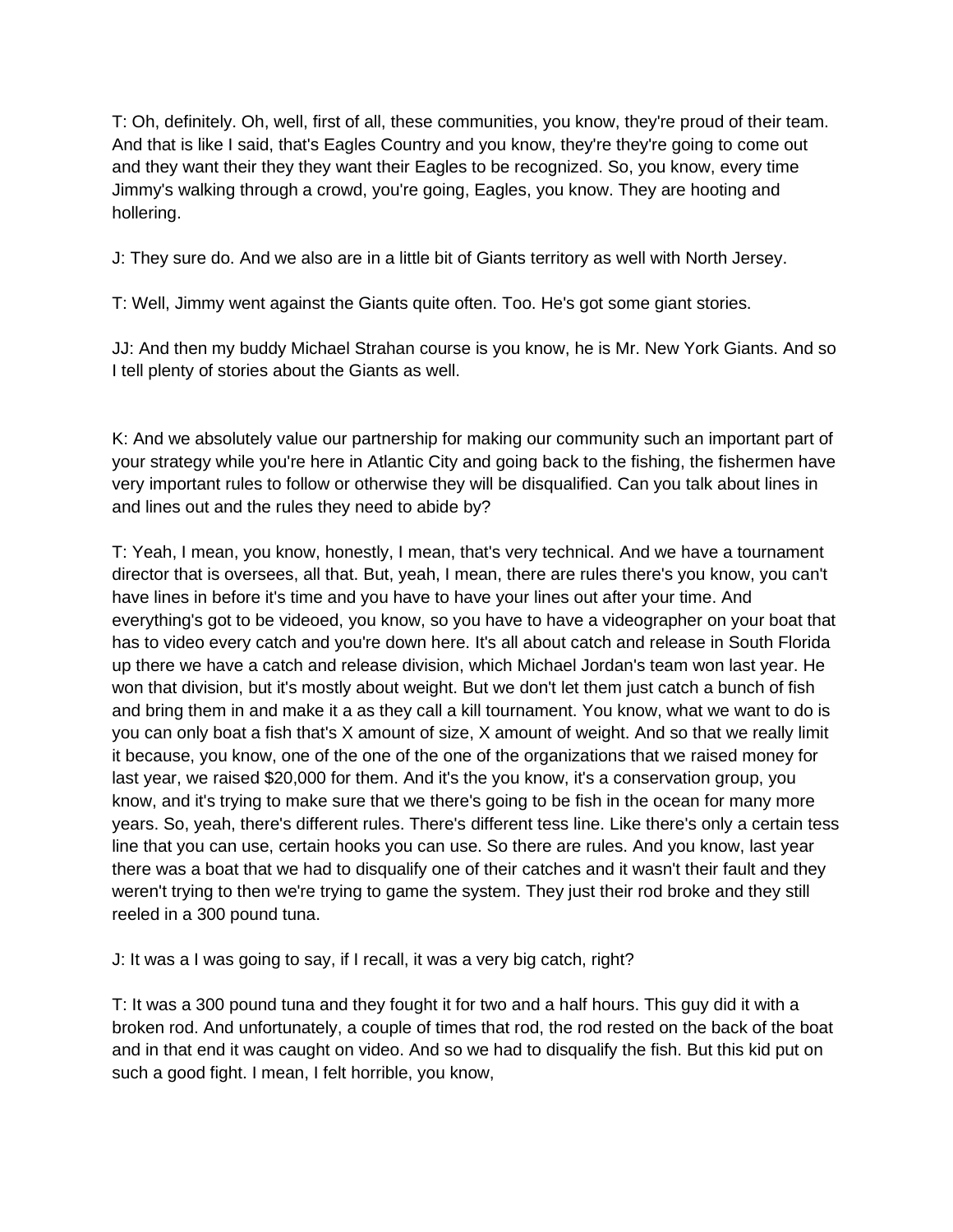T: Oh, definitely. Oh, well, first of all, these communities, you know, they're proud of their team. And that is like I said, that's Eagles Country and you know, they're they're going to come out and they want their they they want their Eagles to be recognized. So, you know, every time Jimmy's walking through a crowd, you're going, Eagles, you know. They are hooting and hollering.

J: They sure do. And we also are in a little bit of Giants territory as well with North Jersey.

T: Well, Jimmy went against the Giants quite often. Too. He's got some giant stories.

JJ: And then my buddy Michael Strahan course is you know, he is Mr. New York Giants. And so I tell plenty of stories about the Giants as well.

K: And we absolutely value our partnership for making our community such an important part of your strategy while you're here in Atlantic City and going back to the fishing, the fishermen have very important rules to follow or otherwise they will be disqualified. Can you talk about lines in and lines out and the rules they need to abide by?

T: Yeah, I mean, you know, honestly, I mean, that's very technical. And we have a tournament director that is oversees, all that. But, yeah, I mean, there are rules there's you know, you can't have lines in before it's time and you have to have your lines out after your time. And everything's got to be videoed, you know, so you have to have a videographer on your boat that has to video every catch and you're down here. It's all about catch and release in South Florida up there we have a catch and release division, which Michael Jordan's team won last year. He won that division, but it's mostly about weight. But we don't let them just catch a bunch of fish and bring them in and make it a as they call a kill tournament. You know, what we want to do is you can only boat a fish that's X amount of size, X amount of weight. And so that we really limit it because, you know, one of the one of the one of the organizations that we raised money for last year, we raised $20,000 for them. And it's the you know, it's a conservation group, you know, and it's trying to make sure that we there's going to be fish in the ocean for many more years. So, yeah, there's different rules. There's different tess line. Like there's only a certain tess line that you can use, certain hooks you can use. So there are rules. And you know, last year there was a boat that we had to disqualify one of their catches and it wasn't their fault and they weren't trying to then we're trying to game the system. They just their rod broke and they still reeled in a 300 pound tuna.

J: It was a I was going to say, if I recall, it was a very big catch, right?

T: It was a 300 pound tuna and they fought it for two and a half hours. This guy did it with a broken rod. And unfortunately, a couple of times that rod, the rod rested on the back of the boat and in that end it was caught on video. And so we had to disqualify the fish. But this kid put on such a good fight. I mean, I felt horrible, you know,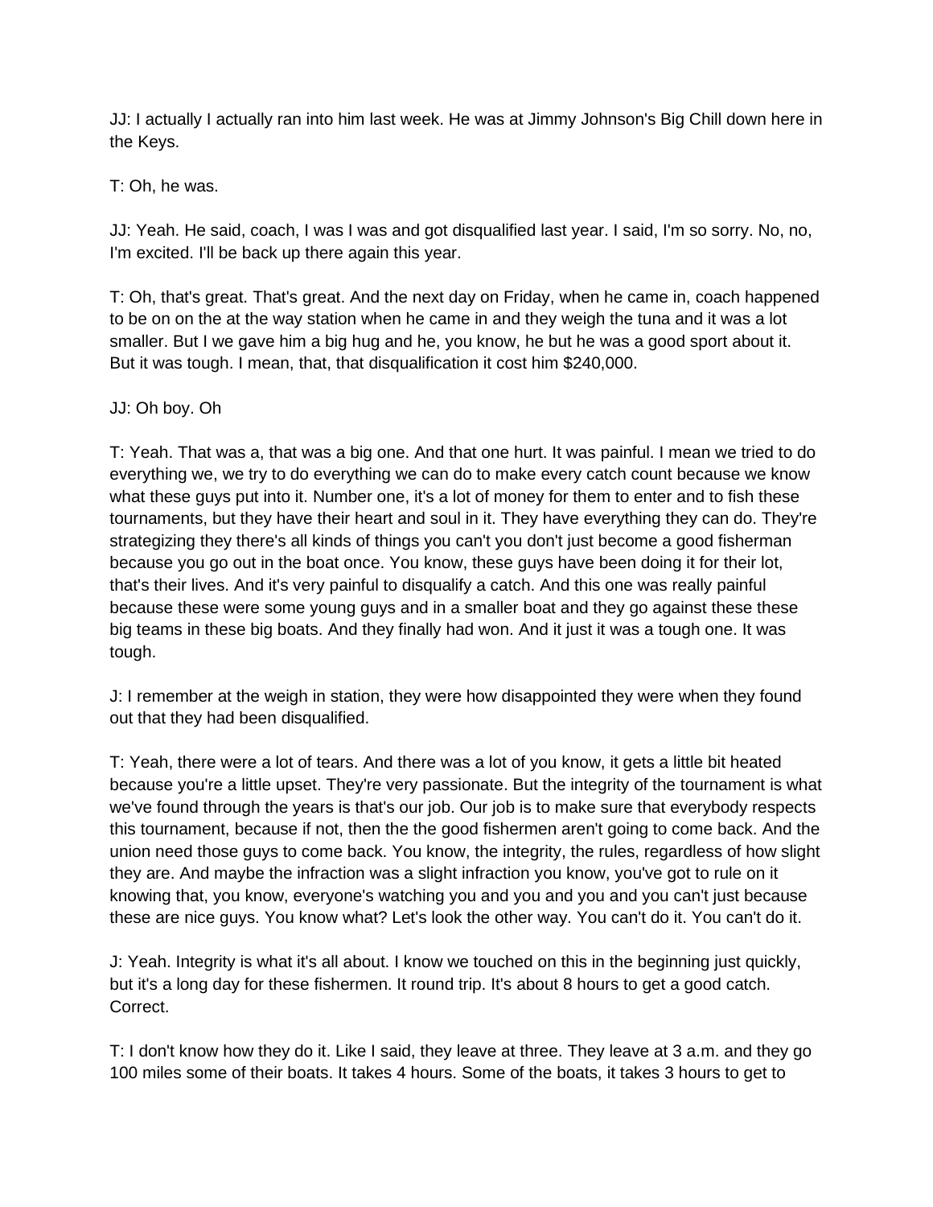JJ: I actually I actually ran into him last week. He was at Jimmy Johnson's Big Chill down here in the Keys.

T: Oh, he was.

JJ: Yeah. He said, coach, I was I was and got disqualified last year. I said, I'm so sorry. No, no, I'm excited. I'll be back up there again this year.

T: Oh, that's great. That's great. And the next day on Friday, when he came in, coach happened to be on on the at the way station when he came in and they weigh the tuna and it was a lot smaller. But I we gave him a big hug and he, you know, he but he was a good sport about it. But it was tough. I mean, that, that disqualification it cost him $240,000.

JJ: Oh boy. Oh

T: Yeah. That was a, that was a big one. And that one hurt. It was painful. I mean we tried to do everything we, we try to do everything we can do to make every catch count because we know what these guys put into it. Number one, it's a lot of money for them to enter and to fish these tournaments, but they have their heart and soul in it. They have everything they can do. They're strategizing they there's all kinds of things you can't you don't just become a good fisherman because you go out in the boat once. You know, these guys have been doing it for their lot, that's their lives. And it's very painful to disqualify a catch. And this one was really painful because these were some young guys and in a smaller boat and they go against these these big teams in these big boats. And they finally had won. And it just it was a tough one. It was tough.

J: I remember at the weigh in station, they were how disappointed they were when they found out that they had been disqualified.

T: Yeah, there were a lot of tears. And there was a lot of you know, it gets a little bit heated because you're a little upset. They're very passionate. But the integrity of the tournament is what we've found through the years is that's our job. Our job is to make sure that everybody respects this tournament, because if not, then the the good fishermen aren't going to come back. And the union need those guys to come back. You know, the integrity, the rules, regardless of how slight they are. And maybe the infraction was a slight infraction you know, you've got to rule on it knowing that, you know, everyone's watching you and you and you and you can't just because these are nice guys. You know what? Let's look the other way. You can't do it. You can't do it.

J: Yeah. Integrity is what it's all about. I know we touched on this in the beginning just quickly, but it's a long day for these fishermen. It round trip. It's about 8 hours to get a good catch. Correct.

T: I don't know how they do it. Like I said, they leave at three. They leave at 3 a.m. and they go 100 miles some of their boats. It takes 4 hours. Some of the boats, it takes 3 hours to get to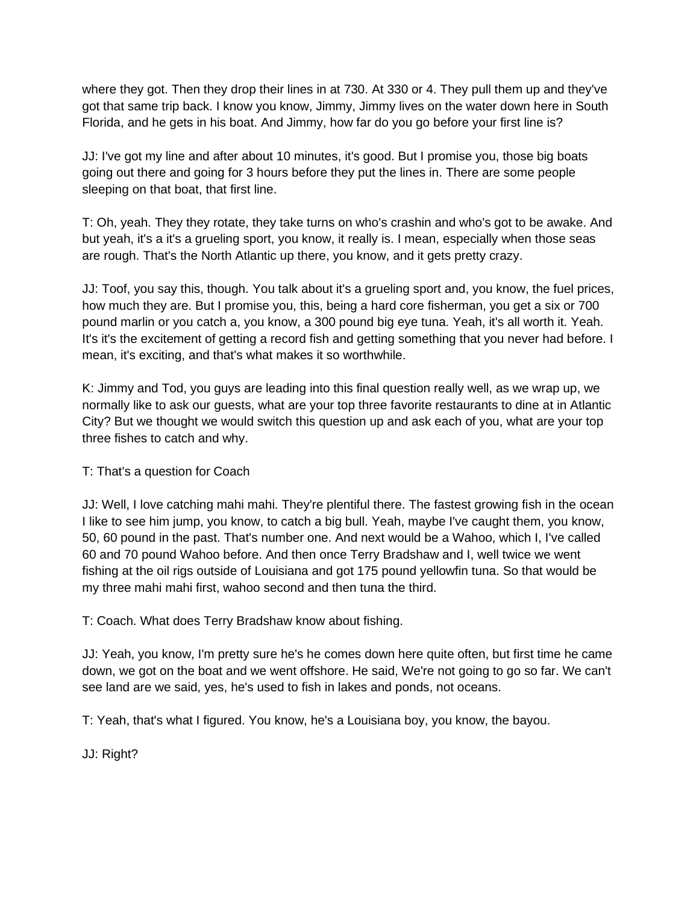where they got. Then they drop their lines in at 730. At 330 or 4. They pull them up and they've got that same trip back. I know you know, Jimmy, Jimmy lives on the water down here in South Florida, and he gets in his boat. And Jimmy, how far do you go before your first line is?

JJ: I've got my line and after about 10 minutes, it's good. But I promise you, those big boats going out there and going for 3 hours before they put the lines in. There are some people sleeping on that boat, that first line.

T: Oh, yeah. They they rotate, they take turns on who's crashin and who's got to be awake. And but yeah, it's a it's a grueling sport, you know, it really is. I mean, especially when those seas are rough. That's the North Atlantic up there, you know, and it gets pretty crazy.

JJ: Toof, you say this, though. You talk about it's a grueling sport and, you know, the fuel prices, how much they are. But I promise you, this, being a hard core fisherman, you get a six or 700 pound marlin or you catch a, you know, a 300 pound big eye tuna. Yeah, it's all worth it. Yeah. It's it's the excitement of getting a record fish and getting something that you never had before. I mean, it's exciting, and that's what makes it so worthwhile.

K: Jimmy and Tod, you guys are leading into this final question really well, as we wrap up, we normally like to ask our guests, what are your top three favorite restaurants to dine at in Atlantic City? But we thought we would switch this question up and ask each of you, what are your top three fishes to catch and why.

T: That's a question for Coach

JJ: Well, I love catching mahi mahi. They're plentiful there. The fastest growing fish in the ocean I like to see him jump, you know, to catch a big bull. Yeah, maybe I've caught them, you know, 50, 60 pound in the past. That's number one. And next would be a Wahoo, which I, I've called 60 and 70 pound Wahoo before. And then once Terry Bradshaw and I, well twice we went fishing at the oil rigs outside of Louisiana and got 175 pound yellowfin tuna. So that would be my three mahi mahi first, wahoo second and then tuna the third.

T: Coach. What does Terry Bradshaw know about fishing.

JJ: Yeah, you know, I'm pretty sure he's he comes down here quite often, but first time he came down, we got on the boat and we went offshore. He said, We're not going to go so far. We can't see land are we said, yes, he's used to fish in lakes and ponds, not oceans.

T: Yeah, that's what I figured. You know, he's a Louisiana boy, you know, the bayou.

JJ: Right?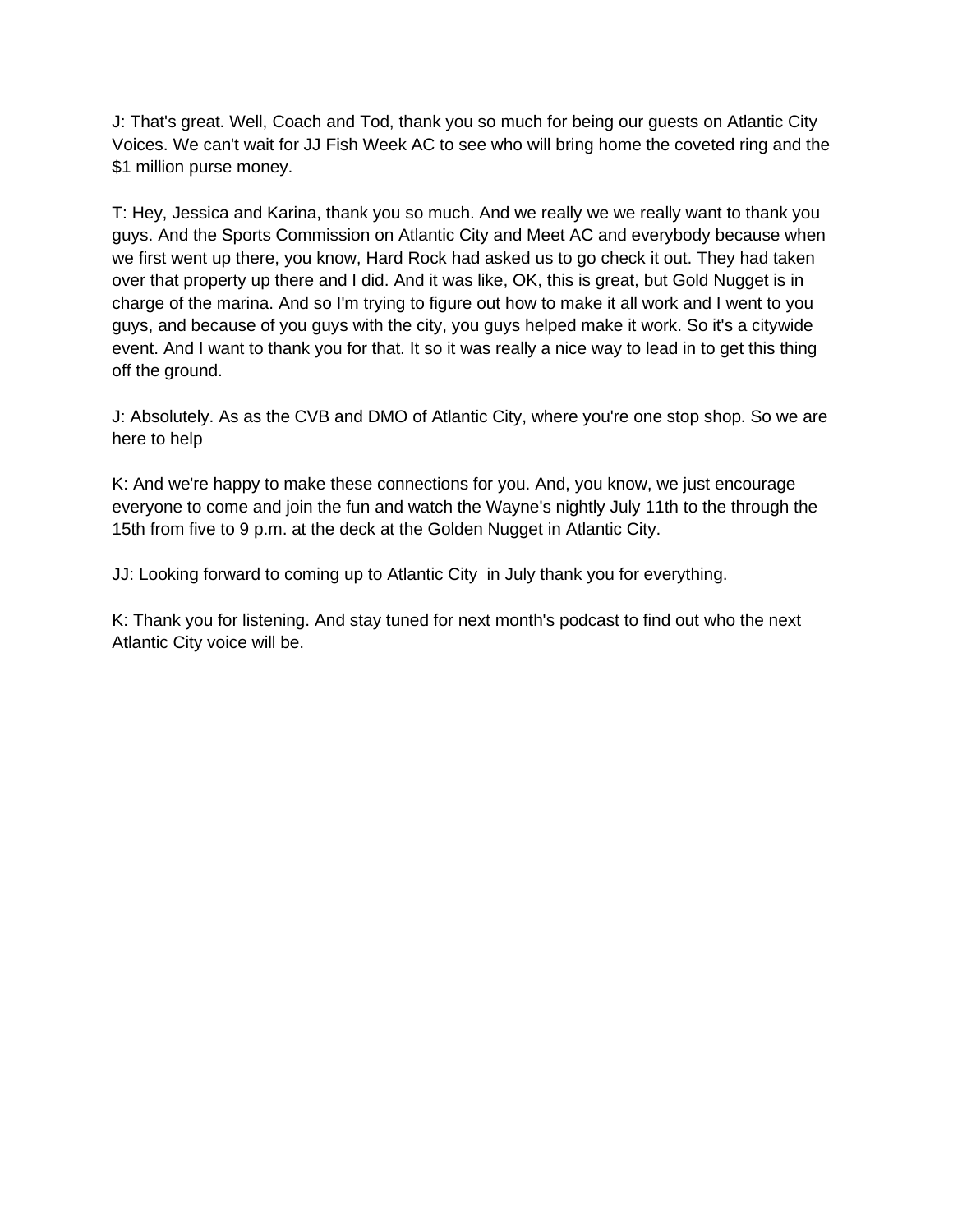J: That's great. Well, Coach and Tod, thank you so much for being our guests on Atlantic City Voices. We can't wait for JJ Fish Week AC to see who will bring home the coveted ring and the $1 million purse money.

T: Hey, Jessica and Karina, thank you so much. And we really we we really want to thank you guys. And the Sports Commission on Atlantic City and Meet AC and everybody because when we first went up there, you know, Hard Rock had asked us to go check it out. They had taken over that property up there and I did. And it was like, OK, this is great, but Gold Nugget is in charge of the marina. And so I'm trying to figure out how to make it all work and I went to you guys, and because of you guys with the city, you guys helped make it work. So it's a citywide event. And I want to thank you for that. It so it was really a nice way to lead in to get this thing off the ground.

J: Absolutely. As as the CVB and DMO of Atlantic City, where you're one stop shop. So we are here to help

K: And we're happy to make these connections for you. And, you know, we just encourage everyone to come and join the fun and watch the Wayne's nightly July 11th to the through the 15th from five to 9 p.m. at the deck at the Golden Nugget in Atlantic City.

JJ: Looking forward to coming up to Atlantic City in July thank you for everything.

K: Thank you for listening. And stay tuned for next month's podcast to find out who the next Atlantic City voice will be.